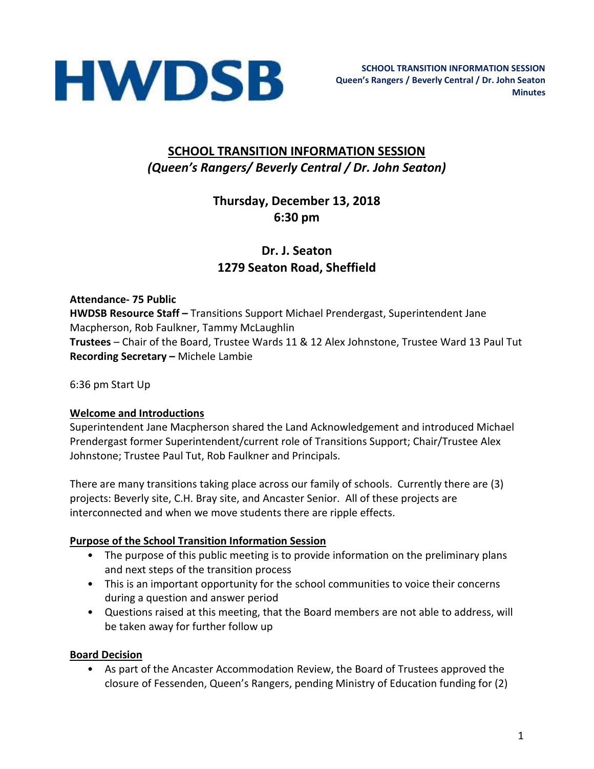# SCHOOL TRANSITION INFORMATION SESSION
## *(Queen's Rangers/ Beverly Central / Dr. John Seaton)*

**Thursday, December 13, 2018**
**6:30 pm**

**Dr. J. Seaton**
**1279 Seaton Road, Sheffield**

**Attendance- 75 Public**
**HWDSB Resource Staff –** Transitions Support Michael Prendergast, Superintendent Jane Macpherson, Rob Faulkner, Tammy McLaughlin
**Trustees** – Chair of the Board, Trustee Wards 11 & 12 Alex Johnstone, Trustee Ward 13 Paul Tut
**Recording Secretary –** Michele Lambie

6:36 pm Start Up

**Welcome and Introductions**

Superintendent Jane Macpherson shared the Land Acknowledgement and introduced Michael Prendergast former Superintendent/current role of Transitions Support; Chair/Trustee Alex Johnstone; Trustee Paul Tut, Rob Faulkner and Principals.

There are many transitions taking place across our family of schools. Currently there are (3) projects: Beverly site, C.H. Bray site, and Ancaster Senior. All of these projects are interconnected and when we move students there are ripple effects.

**Purpose of the School Transition Information Session**

- The purpose of this public meeting is to provide information on the preliminary plans and next steps of the transition process
- This is an important opportunity for the school communities to voice their concerns during a question and answer period
- Questions raised at this meeting, that the Board members are not able to address, will be taken away for further follow up

**Board Decision**

- As part of the Ancaster Accommodation Review, the Board of Trustees approved the closure of Fessenden, Queen's Rangers, pending Ministry of Education funding for (2)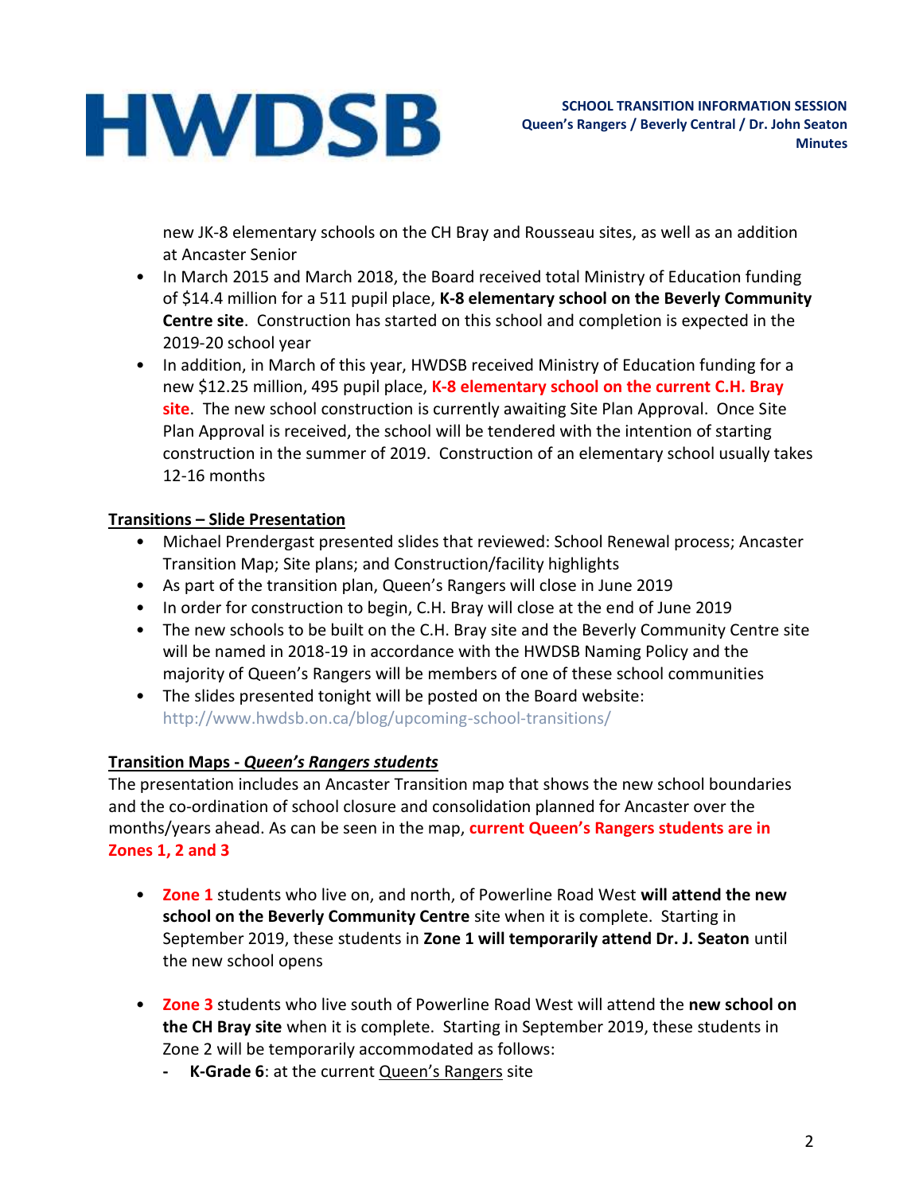new JK-8 elementary schools on the CH Bray and Rousseau sites, as well as an addition at Ancaster Senior

- In March 2015 and March 2018, the Board received total Ministry of Education funding of $14.4 million for a 511 pupil place, **K-8 elementary school on the Beverly Community Centre site**. Construction has started on this school and completion is expected in the 2019-20 school year
- In addition, in March of this year, HWDSB received Ministry of Education funding for a new $12.25 million, 495 pupil place, **K-8 elementary school on the current C.H. Bray site**. The new school construction is currently awaiting Site Plan Approval. Once Site Plan Approval is received, the school will be tendered with the intention of starting construction in the summer of 2019. Construction of an elementary school usually takes 12-16 months

## Transitions – Slide Presentation

- Michael Prendergast presented slides that reviewed: School Renewal process; Ancaster Transition Map; Site plans; and Construction/facility highlights
- As part of the transition plan, Queen's Rangers will close in June 2019
- In order for construction to begin, C.H. Bray will close at the end of June 2019
- The new schools to be built on the C.H. Bray site and the Beverly Community Centre site will be named in 2018-19 in accordance with the HWDSB Naming Policy and the majority of Queen's Rangers will be members of one of these school communities
- The slides presented tonight will be posted on the Board website: http://www.hwdsb.on.ca/blog/upcoming-school-transitions/

## Transition Maps - *Queen's Rangers students*

The presentation includes an Ancaster Transition map that shows the new school boundaries and the co-ordination of school closure and consolidation planned for Ancaster over the months/years ahead. As can be seen in the map, **current Queen's Rangers students are in Zones 1, 2 and 3**

- **Zone 1** students who live on, and north, of Powerline Road West **will attend the new school on the Beverly Community Centre** site when it is complete. Starting in September 2019, these students in **Zone 1 will temporarily attend Dr. J. Seaton** until the new school opens

- **Zone 3** students who live south of Powerline Road West will attend the **new school on the CH Bray site** when it is complete. Starting in September 2019, these students in Zone 2 will be temporarily accommodated as follows:
  - **K-Grade 6**: at the current Queen's Rangers site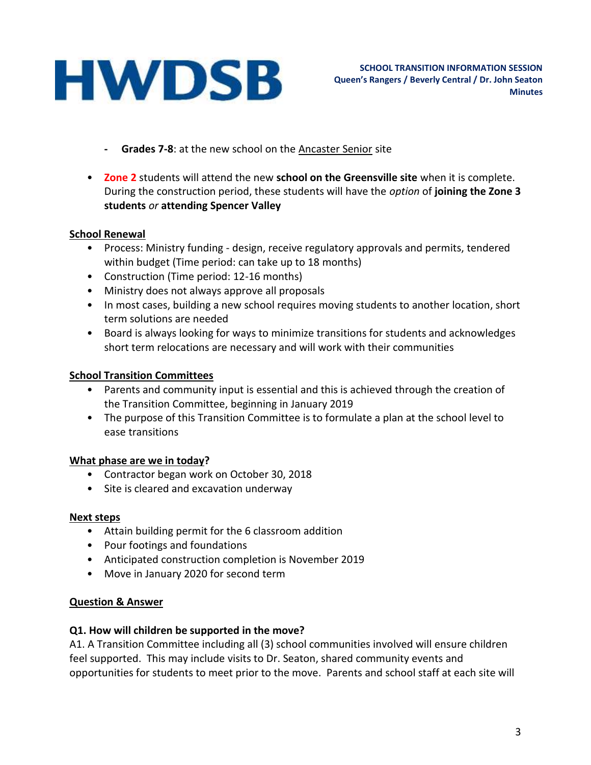- **Grades 7-8**: at the new school on the Ancaster Senior site

- **Zone 2** students will attend the new **school on the Greensville site** when it is complete. During the construction period, these students will have the *option* of **joining the Zone 3 students** *or* **attending Spencer Valley**

**School Renewal**

- Process: Ministry funding - design, receive regulatory approvals and permits, tendered within budget (Time period: can take up to 18 months)
- Construction (Time period: 12-16 months)
- Ministry does not always approve all proposals
- In most cases, building a new school requires moving students to another location, short term solutions are needed
- Board is always looking for ways to minimize transitions for students and acknowledges short term relocations are necessary and will work with their communities

**School Transition Committees**

- Parents and community input is essential and this is achieved through the creation of the Transition Committee, beginning in January 2019
- The purpose of this Transition Committee is to formulate a plan at the school level to ease transitions

**What phase are we in today?**

- Contractor began work on October 30, 2018
- Site is cleared and excavation underway

**Next steps**

- Attain building permit for the 6 classroom addition
- Pour footings and foundations
- Anticipated construction completion is November 2019
- Move in January 2020 for second term

**Question & Answer**

**Q1. How will children be supported in the move?**
A1. A Transition Committee including all (3) school communities involved will ensure children feel supported. This may include visits to Dr. Seaton, shared community events and opportunities for students to meet prior to the move. Parents and school staff at each site will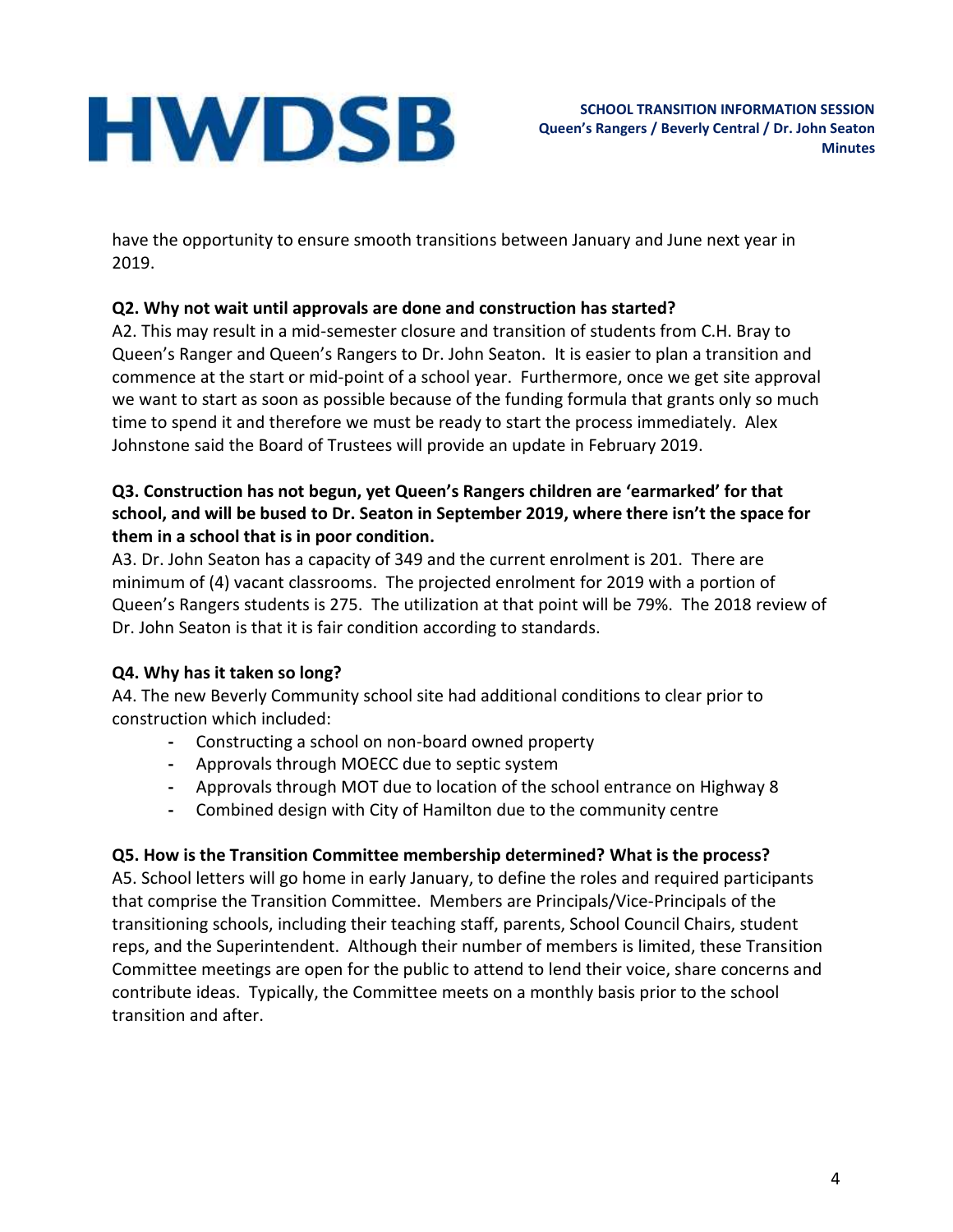have the opportunity to ensure smooth transitions between January and June next year in 2019.

**Q2. Why not wait until approvals are done and construction has started?**

A2. This may result in a mid-semester closure and transition of students from C.H. Bray to Queen's Ranger and Queen's Rangers to Dr. John Seaton. It is easier to plan a transition and commence at the start or mid-point of a school year. Furthermore, once we get site approval we want to start as soon as possible because of the funding formula that grants only so much time to spend it and therefore we must be ready to start the process immediately. Alex Johnstone said the Board of Trustees will provide an update in February 2019.

**Q3. Construction has not begun, yet Queen's Rangers children are 'earmarked' for that school, and will be bused to Dr. Seaton in September 2019, where there isn't the space for them in a school that is in poor condition.**

A3. Dr. John Seaton has a capacity of 349 and the current enrolment is 201. There are minimum of (4) vacant classrooms. The projected enrolment for 2019 with a portion of Queen's Rangers students is 275. The utilization at that point will be 79%. The 2018 review of Dr. John Seaton is that it is fair condition according to standards.

**Q4. Why has it taken so long?**

A4. The new Beverly Community school site had additional conditions to clear prior to construction which included:

- Constructing a school on non-board owned property
- Approvals through MOECC due to septic system
- Approvals through MOT due to location of the school entrance on Highway 8
- Combined design with City of Hamilton due to the community centre

**Q5. How is the Transition Committee membership determined? What is the process?**

A5. School letters will go home in early January, to define the roles and required participants that comprise the Transition Committee. Members are Principals/Vice-Principals of the transitioning schools, including their teaching staff, parents, School Council Chairs, student reps, and the Superintendent. Although their number of members is limited, these Transition Committee meetings are open for the public to attend to lend their voice, share concerns and contribute ideas. Typically, the Committee meets on a monthly basis prior to the school transition and after.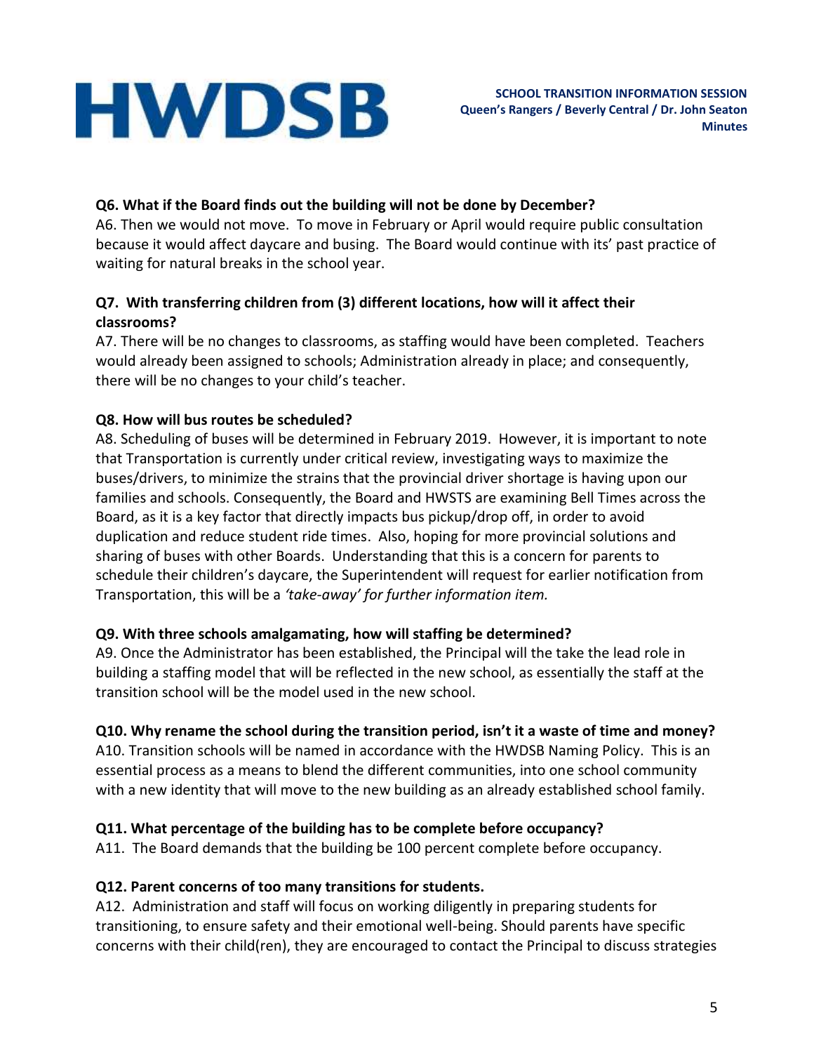**Q6. What if the Board finds out the building will not be done by December?**
A6. Then we would not move. To move in February or April would require public consultation because it would affect daycare and busing. The Board would continue with its' past practice of waiting for natural breaks in the school year.

**Q7. With transferring children from (3) different locations, how will it affect their classrooms?**
A7. There will be no changes to classrooms, as staffing would have been completed. Teachers would already been assigned to schools; Administration already in place; and consequently, there will be no changes to your child's teacher.

**Q8. How will bus routes be scheduled?**
A8. Scheduling of buses will be determined in February 2019. However, it is important to note that Transportation is currently under critical review, investigating ways to maximize the buses/drivers, to minimize the strains that the provincial driver shortage is having upon our families and schools. Consequently, the Board and HWSTS are examining Bell Times across the Board, as it is a key factor that directly impacts bus pickup/drop off, in order to avoid duplication and reduce student ride times. Also, hoping for more provincial solutions and sharing of buses with other Boards. Understanding that this is a concern for parents to schedule their children's daycare, the Superintendent will request for earlier notification from Transportation, this will be a *'take-away' for further information item.*

**Q9. With three schools amalgamating, how will staffing be determined?**
A9. Once the Administrator has been established, the Principal will the take the lead role in building a staffing model that will be reflected in the new school, as essentially the staff at the transition school will be the model used in the new school.

**Q10. Why rename the school during the transition period, isn't it a waste of time and money?**
A10. Transition schools will be named in accordance with the HWDSB Naming Policy. This is an essential process as a means to blend the different communities, into one school community with a new identity that will move to the new building as an already established school family.

**Q11. What percentage of the building has to be complete before occupancy?**
A11. The Board demands that the building be 100 percent complete before occupancy.

**Q12. Parent concerns of too many transitions for students.**
A12. Administration and staff will focus on working diligently in preparing students for transitioning, to ensure safety and their emotional well-being. Should parents have specific concerns with their child(ren), they are encouraged to contact the Principal to discuss strategies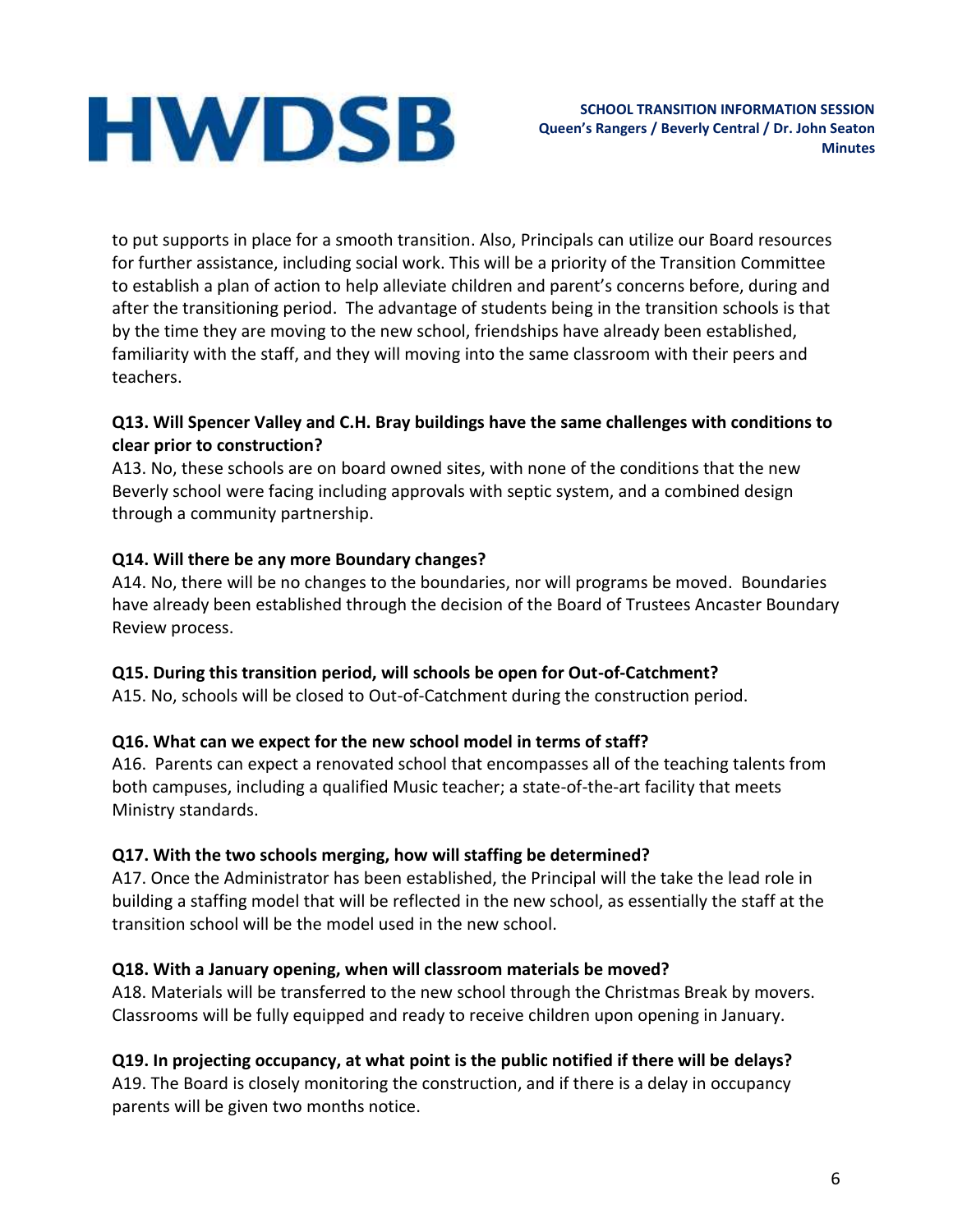to put supports in place for a smooth transition. Also, Principals can utilize our Board resources for further assistance, including social work. This will be a priority of the Transition Committee to establish a plan of action to help alleviate children and parent's concerns before, during and after the transitioning period. The advantage of students being in the transition schools is that by the time they are moving to the new school, friendships have already been established, familiarity with the staff, and they will moving into the same classroom with their peers and teachers.

**Q13. Will Spencer Valley and C.H. Bray buildings have the same challenges with conditions to clear prior to construction?**

A13. No, these schools are on board owned sites, with none of the conditions that the new Beverly school were facing including approvals with septic system, and a combined design through a community partnership.

**Q14. Will there be any more Boundary changes?**

A14. No, there will be no changes to the boundaries, nor will programs be moved. Boundaries have already been established through the decision of the Board of Trustees Ancaster Boundary Review process.

**Q15. During this transition period, will schools be open for Out-of-Catchment?**

A15. No, schools will be closed to Out-of-Catchment during the construction period.

**Q16. What can we expect for the new school model in terms of staff?**

A16. Parents can expect a renovated school that encompasses all of the teaching talents from both campuses, including a qualified Music teacher; a state-of-the-art facility that meets Ministry standards.

**Q17. With the two schools merging, how will staffing be determined?**

A17. Once the Administrator has been established, the Principal will the take the lead role in building a staffing model that will be reflected in the new school, as essentially the staff at the transition school will be the model used in the new school.

**Q18. With a January opening, when will classroom materials be moved?**

A18. Materials will be transferred to the new school through the Christmas Break by movers. Classrooms will be fully equipped and ready to receive children upon opening in January.

**Q19. In projecting occupancy, at what point is the public notified if there will be delays?**

A19. The Board is closely monitoring the construction, and if there is a delay in occupancy parents will be given two months notice.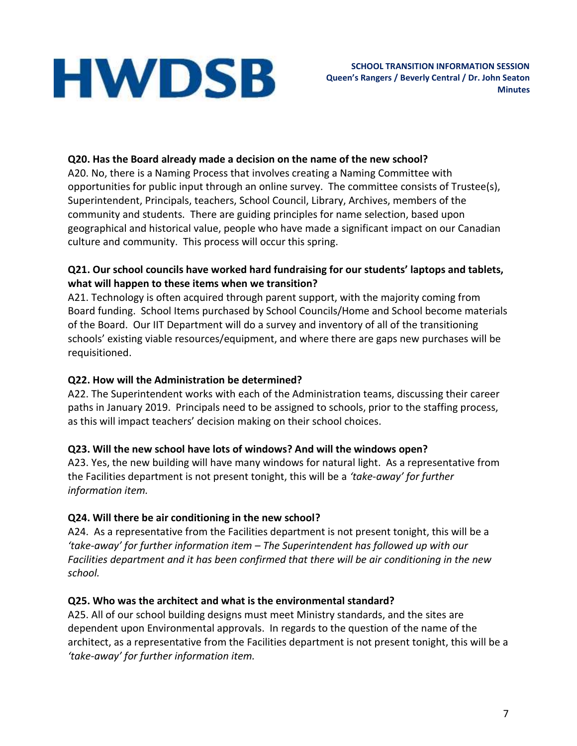**Q20. Has the Board already made a decision on the name of the new school?**
A20. No, there is a Naming Process that involves creating a Naming Committee with opportunities for public input through an online survey. The committee consists of Trustee(s), Superintendent, Principals, teachers, School Council, Library, Archives, members of the community and students. There are guiding principles for name selection, based upon geographical and historical value, people who have made a significant impact on our Canadian culture and community. This process will occur this spring.

**Q21. Our school councils have worked hard fundraising for our students' laptops and tablets, what will happen to these items when we transition?**
A21. Technology is often acquired through parent support, with the majority coming from Board funding. School Items purchased by School Councils/Home and School become materials of the Board. Our IIT Department will do a survey and inventory of all of the transitioning schools' existing viable resources/equipment, and where there are gaps new purchases will be requisitioned.

**Q22. How will the Administration be determined?**
A22. The Superintendent works with each of the Administration teams, discussing their career paths in January 2019. Principals need to be assigned to schools, prior to the staffing process, as this will impact teachers' decision making on their school choices.

**Q23. Will the new school have lots of windows? And will the windows open?**
A23. Yes, the new building will have many windows for natural light. As a representative from the Facilities department is not present tonight, this will be a *'take-away' for further information item.*

**Q24. Will there be air conditioning in the new school?**
A24. As a representative from the Facilities department is not present tonight, this will be a *'take-away' for further information item – The Superintendent has followed up with our Facilities department and it has been confirmed that there will be air conditioning in the new school.*

**Q25. Who was the architect and what is the environmental standard?**
A25. All of our school building designs must meet Ministry standards, and the sites are dependent upon Environmental approvals. In regards to the question of the name of the architect, as a representative from the Facilities department is not present tonight, this will be a *'take-away' for further information item.*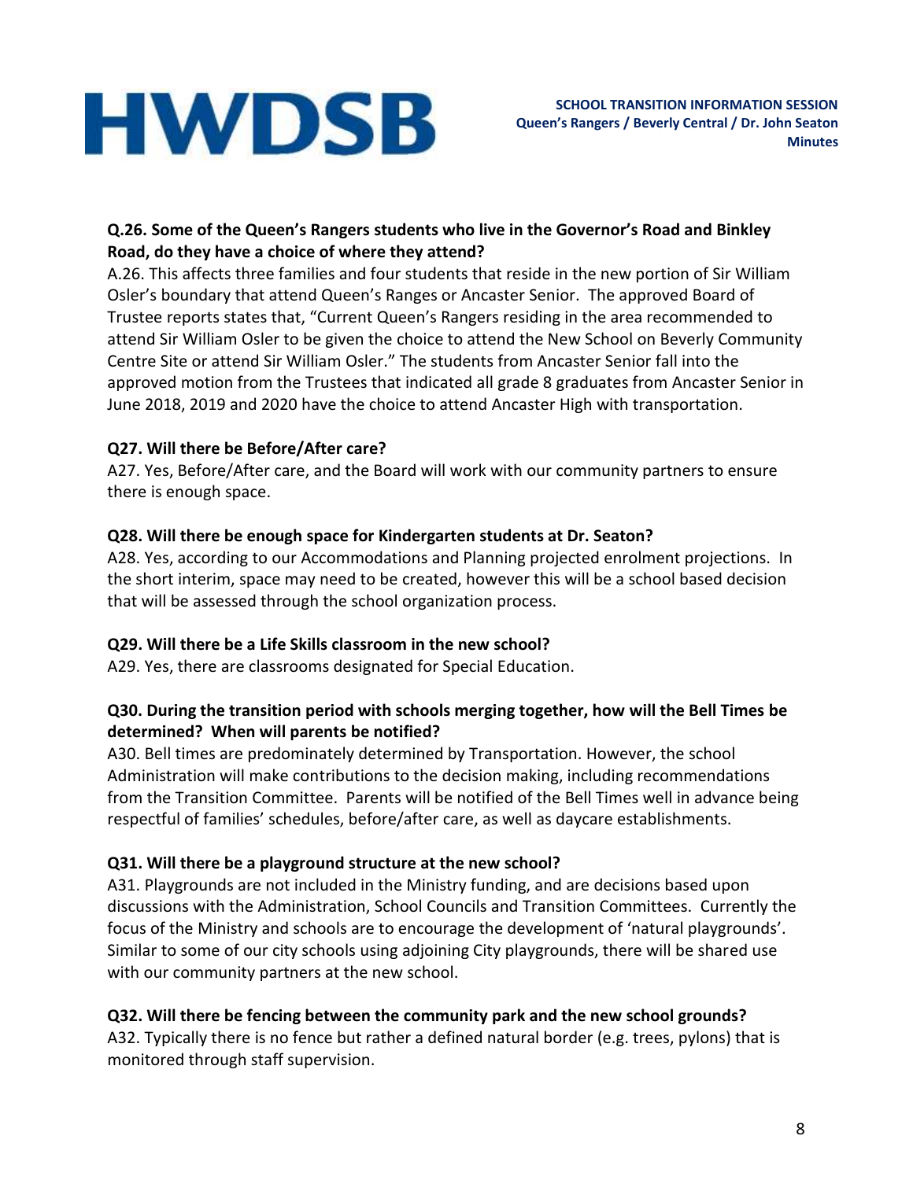**Q.26. Some of the Queen's Rangers students who live in the Governor's Road and Binkley Road, do they have a choice of where they attend?**

A.26. This affects three families and four students that reside in the new portion of Sir William Osler's boundary that attend Queen's Ranges or Ancaster Senior. The approved Board of Trustee reports states that, "Current Queen's Rangers residing in the area recommended to attend Sir William Osler to be given the choice to attend the New School on Beverly Community Centre Site or attend Sir William Osler." The students from Ancaster Senior fall into the approved motion from the Trustees that indicated all grade 8 graduates from Ancaster Senior in June 2018, 2019 and 2020 have the choice to attend Ancaster High with transportation.

**Q27. Will there be Before/After care?**

A27. Yes, Before/After care, and the Board will work with our community partners to ensure there is enough space.

**Q28. Will there be enough space for Kindergarten students at Dr. Seaton?**

A28. Yes, according to our Accommodations and Planning projected enrolment projections. In the short interim, space may need to be created, however this will be a school based decision that will be assessed through the school organization process.

**Q29. Will there be a Life Skills classroom in the new school?**

A29. Yes, there are classrooms designated for Special Education.

**Q30. During the transition period with schools merging together, how will the Bell Times be determined? When will parents be notified?**

A30. Bell times are predominately determined by Transportation. However, the school Administration will make contributions to the decision making, including recommendations from the Transition Committee. Parents will be notified of the Bell Times well in advance being respectful of families' schedules, before/after care, as well as daycare establishments.

**Q31. Will there be a playground structure at the new school?**

A31. Playgrounds are not included in the Ministry funding, and are decisions based upon discussions with the Administration, School Councils and Transition Committees. Currently the focus of the Ministry and schools are to encourage the development of 'natural playgrounds'. Similar to some of our city schools using adjoining City playgrounds, there will be shared use with our community partners at the new school.

**Q32. Will there be fencing between the community park and the new school grounds?**

A32. Typically there is no fence but rather a defined natural border (e.g. trees, pylons) that is monitored through staff supervision.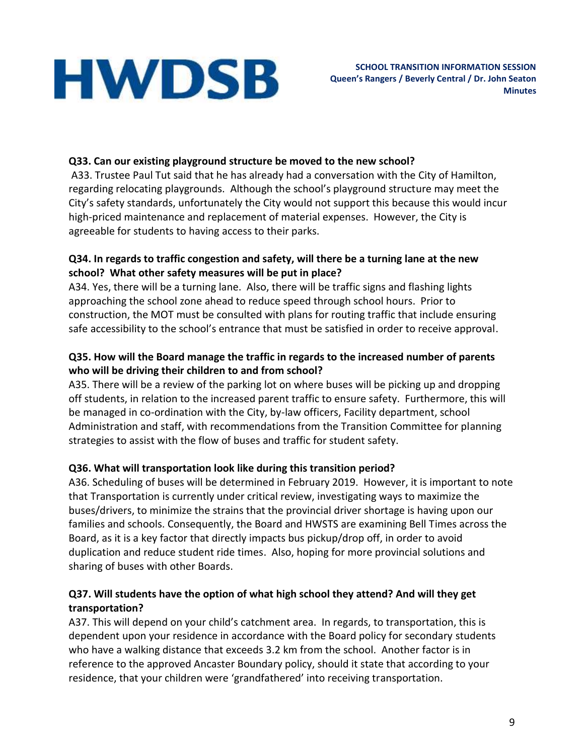**Q33. Can our existing playground structure be moved to the new school?**

A33. Trustee Paul Tut said that he has already had a conversation with the City of Hamilton, regarding relocating playgrounds. Although the school's playground structure may meet the City's safety standards, unfortunately the City would not support this because this would incur high-priced maintenance and replacement of material expenses. However, the City is agreeable for students to having access to their parks.

**Q34. In regards to traffic congestion and safety, will there be a turning lane at the new school? What other safety measures will be put in place?**

A34. Yes, there will be a turning lane. Also, there will be traffic signs and flashing lights approaching the school zone ahead to reduce speed through school hours. Prior to construction, the MOT must be consulted with plans for routing traffic that include ensuring safe accessibility to the school's entrance that must be satisfied in order to receive approval.

**Q35. How will the Board manage the traffic in regards to the increased number of parents who will be driving their children to and from school?**

A35. There will be a review of the parking lot on where buses will be picking up and dropping off students, in relation to the increased parent traffic to ensure safety. Furthermore, this will be managed in co-ordination with the City, by-law officers, Facility department, school Administration and staff, with recommendations from the Transition Committee for planning strategies to assist with the flow of buses and traffic for student safety.

**Q36. What will transportation look like during this transition period?**

A36. Scheduling of buses will be determined in February 2019. However, it is important to note that Transportation is currently under critical review, investigating ways to maximize the buses/drivers, to minimize the strains that the provincial driver shortage is having upon our families and schools. Consequently, the Board and HWSTS are examining Bell Times across the Board, as it is a key factor that directly impacts bus pickup/drop off, in order to avoid duplication and reduce student ride times. Also, hoping for more provincial solutions and sharing of buses with other Boards.

**Q37. Will students have the option of what high school they attend? And will they get transportation?**

A37. This will depend on your child's catchment area. In regards, to transportation, this is dependent upon your residence in accordance with the Board policy for secondary students who have a walking distance that exceeds 3.2 km from the school. Another factor is in reference to the approved Ancaster Boundary policy, should it state that according to your residence, that your children were 'grandfathered' into receiving transportation.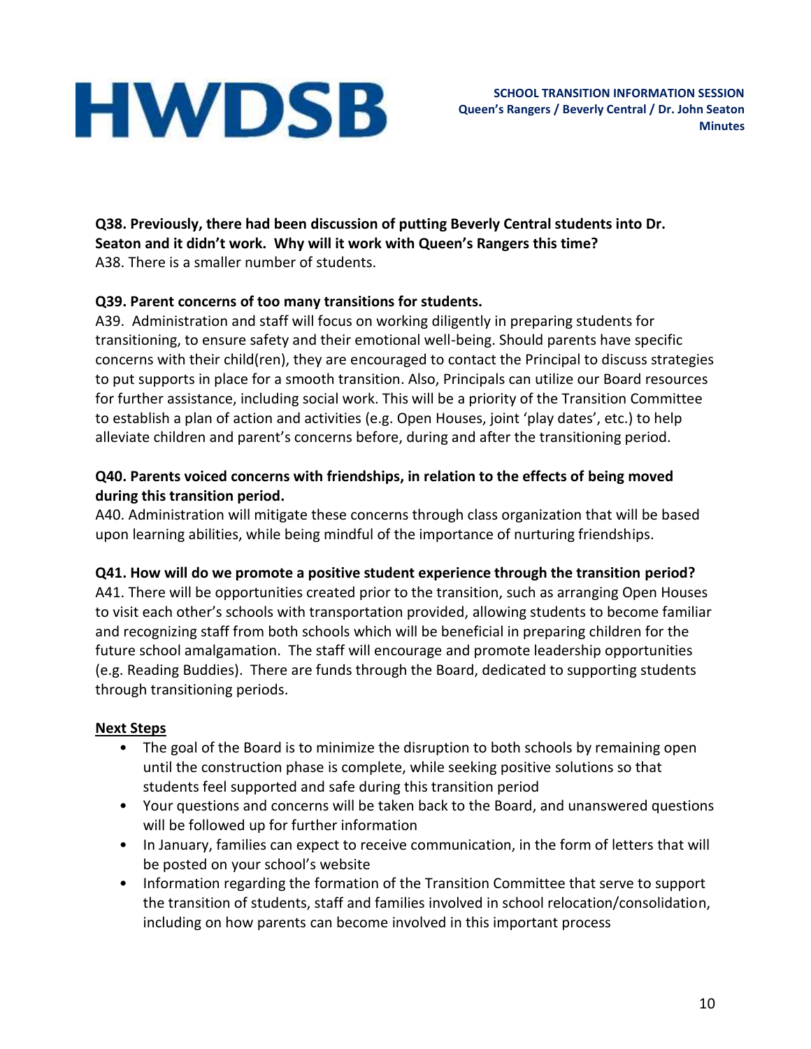**Q38. Previously, there had been discussion of putting Beverly Central students into Dr. Seaton and it didn't work. Why will it work with Queen's Rangers this time?**
A38. There is a smaller number of students.

**Q39. Parent concerns of too many transitions for students.**
A39. Administration and staff will focus on working diligently in preparing students for transitioning, to ensure safety and their emotional well-being. Should parents have specific concerns with their child(ren), they are encouraged to contact the Principal to discuss strategies to put supports in place for a smooth transition. Also, Principals can utilize our Board resources for further assistance, including social work. This will be a priority of the Transition Committee to establish a plan of action and activities (e.g. Open Houses, joint 'play dates', etc.) to help alleviate children and parent's concerns before, during and after the transitioning period.

**Q40. Parents voiced concerns with friendships, in relation to the effects of being moved during this transition period.**
A40. Administration will mitigate these concerns through class organization that will be based upon learning abilities, while being mindful of the importance of nurturing friendships.

**Q41. How will do we promote a positive student experience through the transition period?**
A41. There will be opportunities created prior to the transition, such as arranging Open Houses to visit each other's schools with transportation provided, allowing students to become familiar and recognizing staff from both schools which will be beneficial in preparing children for the future school amalgamation. The staff will encourage and promote leadership opportunities (e.g. Reading Buddies). There are funds through the Board, dedicated to supporting students through transitioning periods.

**Next Steps**

- The goal of the Board is to minimize the disruption to both schools by remaining open until the construction phase is complete, while seeking positive solutions so that students feel supported and safe during this transition period
- Your questions and concerns will be taken back to the Board, and unanswered questions will be followed up for further information
- In January, families can expect to receive communication, in the form of letters that will be posted on your school's website
- Information regarding the formation of the Transition Committee that serve to support the transition of students, staff and families involved in school relocation/consolidation, including on how parents can become involved in this important process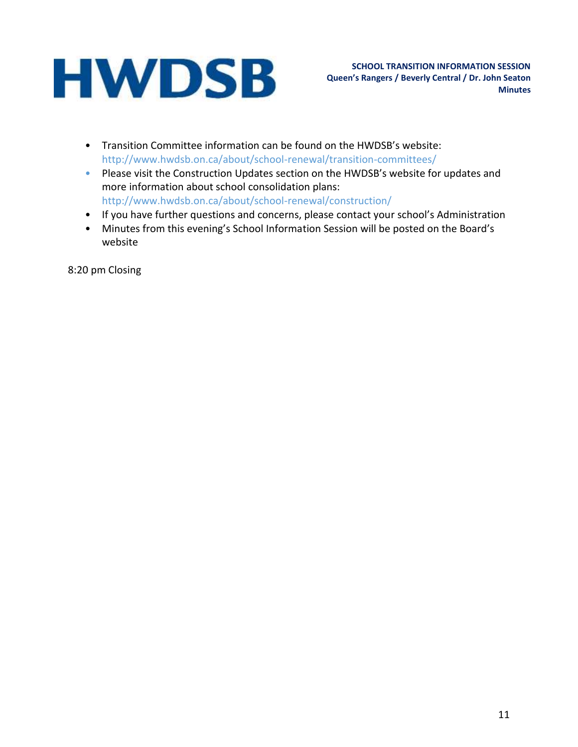- Transition Committee information can be found on the HWDSB's website: http://www.hwdsb.on.ca/about/school-renewal/transition-committees/
- Please visit the Construction Updates section on the HWDSB's website for updates and more information about school consolidation plans: http://www.hwdsb.on.ca/about/school-renewal/construction/
- If you have further questions and concerns, please contact your school's Administration
- Minutes from this evening's School Information Session will be posted on the Board's website

8:20 pm Closing